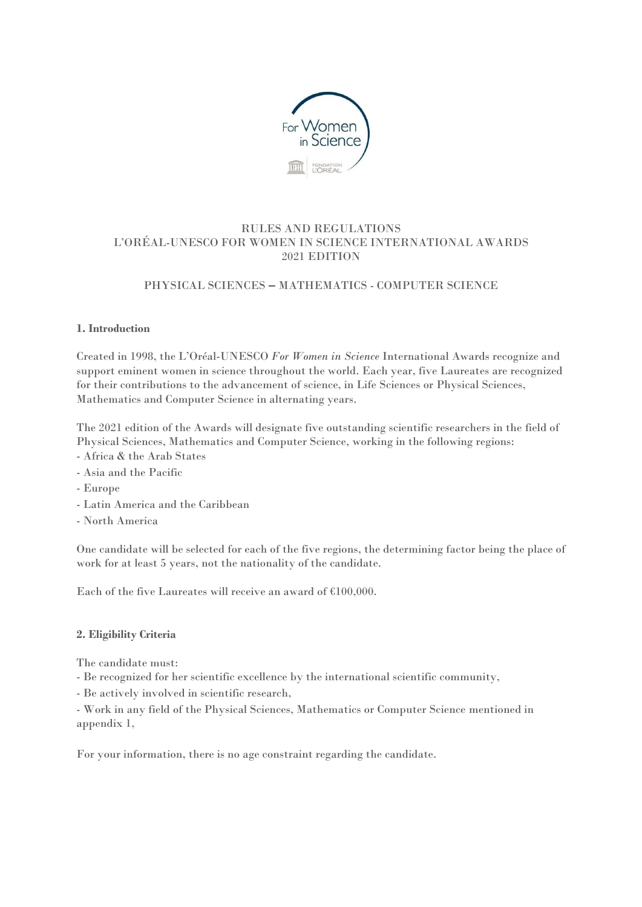# RULES AND REGULATIONS
# L'ORÉAL-UNESCO FOR WOMEN IN SCIENCE INTERNATIONAL AWARDS
# 2021 EDITION

## PHYSICAL SCIENCES – MATHEMATICS - COMPUTER SCIENCE

### 1. Introduction

Created in 1998, the L'Oréal-UNESCO *For Women in Science* International Awards recognize and support eminent women in science throughout the world. Each year, five Laureates are recognized for their contributions to the advancement of science, in Life Sciences or Physical Sciences, Mathematics and Computer Science in alternating years.

The 2021 edition of the Awards will designate five outstanding scientific researchers in the field of Physical Sciences, Mathematics and Computer Science, working in the following regions:

- Africa & the Arab States
- Asia and the Pacific
- Europe
- Latin America and the Caribbean
- North America

One candidate will be selected for each of the five regions, the determining factor being the place of work for at least 5 years, not the nationality of the candidate.

Each of the five Laureates will receive an award of €100,000.

### 2. Eligibility Criteria

The candidate must:

- Be recognized for her scientific excellence by the international scientific community,
- Be actively involved in scientific research,
- Work in any field of the Physical Sciences, Mathematics or Computer Science mentioned in appendix 1,

For your information, there is no age constraint regarding the candidate.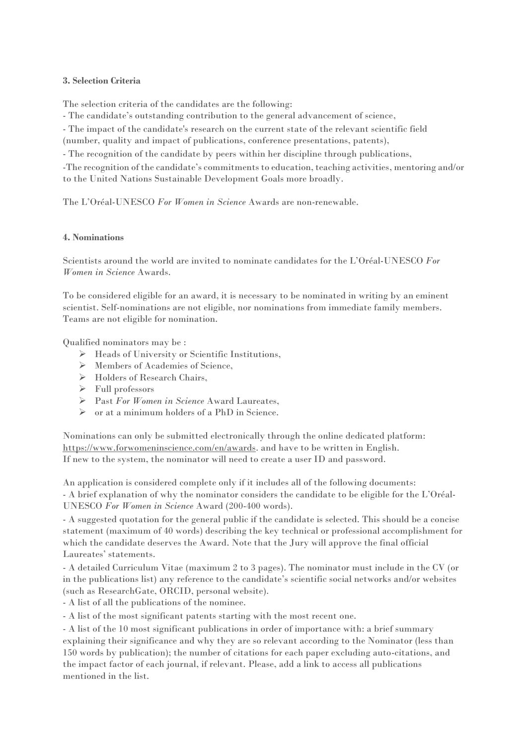### 3. Selection Criteria

The selection criteria of the candidates are the following:

- The candidate's outstanding contribution to the general advancement of science,
- The impact of the candidate's research on the current state of the relevant scientific field (number, quality and impact of publications, conference presentations, patents),
- The recognition of the candidate by peers within her discipline through publications,
- The recognition of the candidate's commitments to education, teaching activities, mentoring and/or to the United Nations Sustainable Development Goals more broadly.

The L'Oréal-UNESCO *For Women in Science* Awards are non-renewable.

### 4. Nominations

Scientists around the world are invited to nominate candidates for the L'Oréal-UNESCO *For Women in Science* Awards.

To be considered eligible for an award, it is necessary to be nominated in writing by an eminent scientist. Self-nominations are not eligible, nor nominations from immediate family members. Teams are not eligible for nomination.

Qualified nominators may be :

- Heads of University or Scientific Institutions,
- Members of Academies of Science,
- Holders of Research Chairs,
- Full professors
- Past *For Women in Science* Award Laureates,
- or at a minimum holders of a PhD in Science.

Nominations can only be submitted electronically through the online dedicated platform: https://www.forwomeninscience.com/en/awards. and have to be written in English.
If new to the system, the nominator will need to create a user ID and password.

An application is considered complete only if it includes all of the following documents:

- A brief explanation of why the nominator considers the candidate to be eligible for the L'Oréal-UNESCO *For Women in Science* Award (200-400 words).
- A suggested quotation for the general public if the candidate is selected. This should be a concise statement (maximum of 40 words) describing the key technical or professional accomplishment for which the candidate deserves the Award. Note that the Jury will approve the final official Laureates' statements.
- A detailed Curriculum Vitae (maximum 2 to 3 pages). The nominator must include in the CV (or in the publications list) any reference to the candidate's scientific social networks and/or websites (such as ResearchGate, ORCID, personal website).
- A list of all the publications of the nominee.
- A list of the most significant patents starting with the most recent one.
- A list of the 10 most significant publications in order of importance with: a brief summary explaining their significance and why they are so relevant according to the Nominator (less than 150 words by publication); the number of citations for each paper excluding auto-citations, and the impact factor of each journal, if relevant. Please, add a link to access all publications mentioned in the list.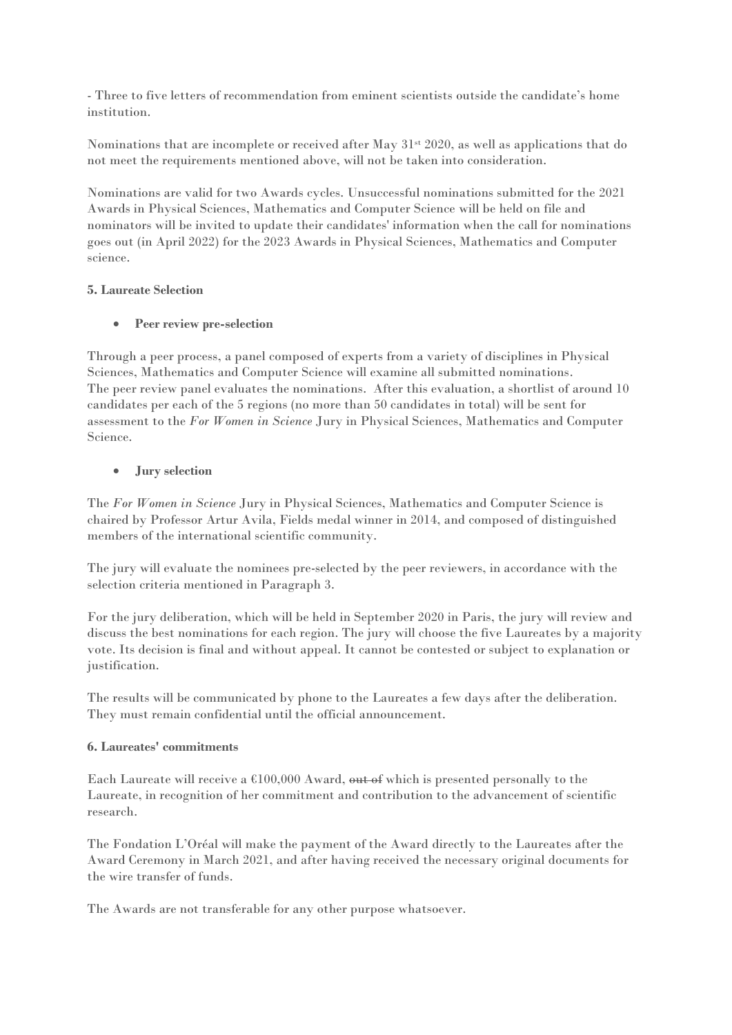- Three to five letters of recommendation from eminent scientists outside the candidate's home institution.

Nominations that are incomplete or received after May 31st 2020, as well as applications that do not meet the requirements mentioned above, will not be taken into consideration.

Nominations are valid for two Awards cycles. Unsuccessful nominations submitted for the 2021 Awards in Physical Sciences, Mathematics and Computer Science will be held on file and nominators will be invited to update their candidates' information when the call for nominations goes out (in April 2022) for the 2023 Awards in Physical Sciences, Mathematics and Computer science.

**5. Laureate Selection**

- **Peer review pre-selection**

Through a peer process, a panel composed of experts from a variety of disciplines in Physical Sciences, Mathematics and Computer Science will examine all submitted nominations.
The peer review panel evaluates the nominations. After this evaluation, a shortlist of around 10 candidates per each of the 5 regions (no more than 50 candidates in total) will be sent for assessment to the *For Women in Science* Jury in Physical Sciences, Mathematics and Computer Science.

- **Jury selection**

The *For Women in Science* Jury in Physical Sciences, Mathematics and Computer Science is chaired by Professor Artur Avila, Fields medal winner in 2014, and composed of distinguished members of the international scientific community.

The jury will evaluate the nominees pre-selected by the peer reviewers, in accordance with the selection criteria mentioned in Paragraph 3.

For the jury deliberation, which will be held in September 2020 in Paris, the jury will review and discuss the best nominations for each region. The jury will choose the five Laureates by a majority vote. Its decision is final and without appeal. It cannot be contested or subject to explanation or justification.

The results will be communicated by phone to the Laureates a few days after the deliberation. They must remain confidential until the official announcement.

**6. Laureates' commitments**

Each Laureate will receive a €100,000 Award, ~~out of~~ which is presented personally to the Laureate, in recognition of her commitment and contribution to the advancement of scientific research.

The Fondation L'Oréal will make the payment of the Award directly to the Laureates after the Award Ceremony in March 2021, and after having received the necessary original documents for the wire transfer of funds.

The Awards are not transferable for any other purpose whatsoever.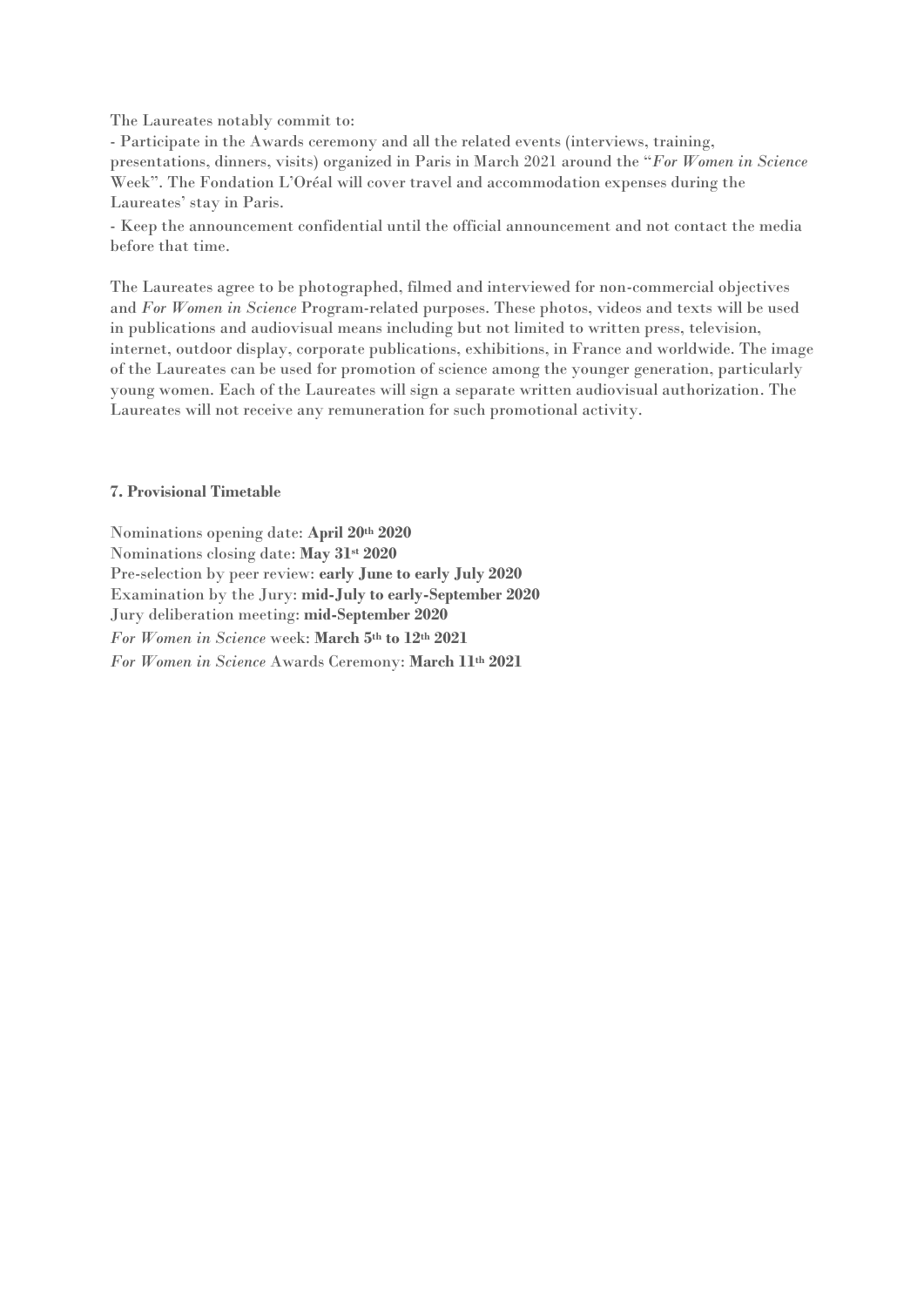The Laureates notably commit to:

- Participate in the Awards ceremony and all the related events (interviews, training, presentations, dinners, visits) organized in Paris in March 2021 around the "*For Women in Science* Week". The Fondation L'Oréal will cover travel and accommodation expenses during the Laureates' stay in Paris.
- Keep the announcement confidential until the official announcement and not contact the media before that time.

The Laureates agree to be photographed, filmed and interviewed for non-commercial objectives and *For Women in Science* Program-related purposes. These photos, videos and texts will be used in publications and audiovisual means including but not limited to written press, television, internet, outdoor display, corporate publications, exhibitions, in France and worldwide. The image of the Laureates can be used for promotion of science among the younger generation, particularly young women. Each of the Laureates will sign a separate written audiovisual authorization. The Laureates will not receive any remuneration for such promotional activity.

### 7. Provisional Timetable

Nominations opening date: **April 20th 2020**
Nominations closing date: **May 31st 2020**
Pre-selection by peer review: **early June to early July 2020**
Examination by the Jury: **mid-July to early-September 2020**
Jury deliberation meeting: **mid-September 2020**
*For Women in Science* week: **March 5th to 12th 2021**
*For Women in Science* Awards Ceremony: **March 11th 2021**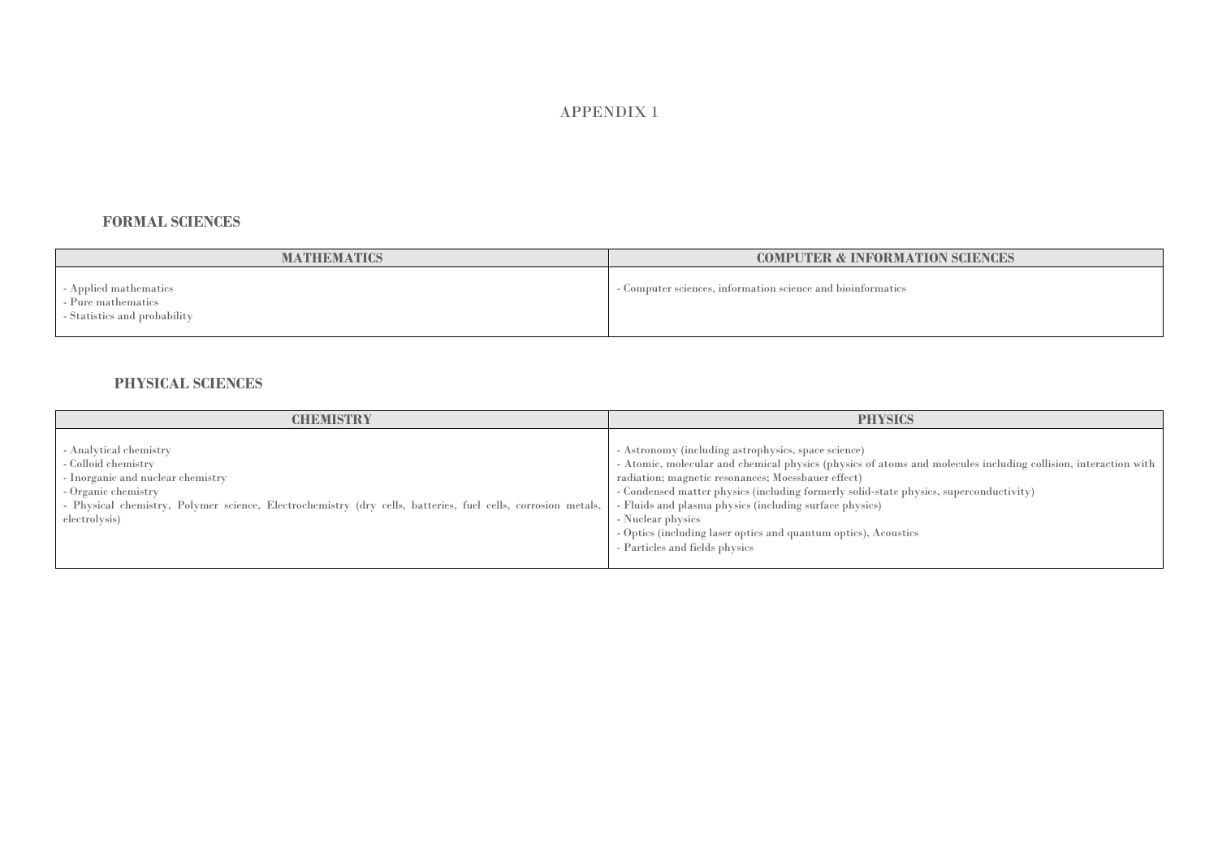# APPENDIX 1

## FORMAL SCIENCES

| MATHEMATICS | COMPUTER & INFORMATION SCIENCES |
|---|---|
| - Applied mathematics<br>- Pure mathematics<br>- Statistics and probability | - Computer sciences, information science and bioinformatics |

## PHYSICAL SCIENCES

| CHEMISTRY | PHYSICS |
|---|---|
| - Analytical chemistry<br>- Colloid chemistry<br>- Inorganic and nuclear chemistry<br>- Organic chemistry<br>- Physical chemistry, Polymer science, Electrochemistry (dry cells, batteries, fuel cells, corrosion metals, electrolysis) | - Astronomy (including astrophysics, space science)<br>- Atomic, molecular and chemical physics (physics of atoms and molecules including collision, interaction with radiation; magnetic resonances; Moessbauer effect)<br>- Condensed matter physics (including formerly solid-state physics, superconductivity)<br>- Fluids and plasma physics (including surface physics)<br>- Nuclear physics<br>- Optics (including laser optics and quantum optics), Acoustics<br>- Particles and fields physics |